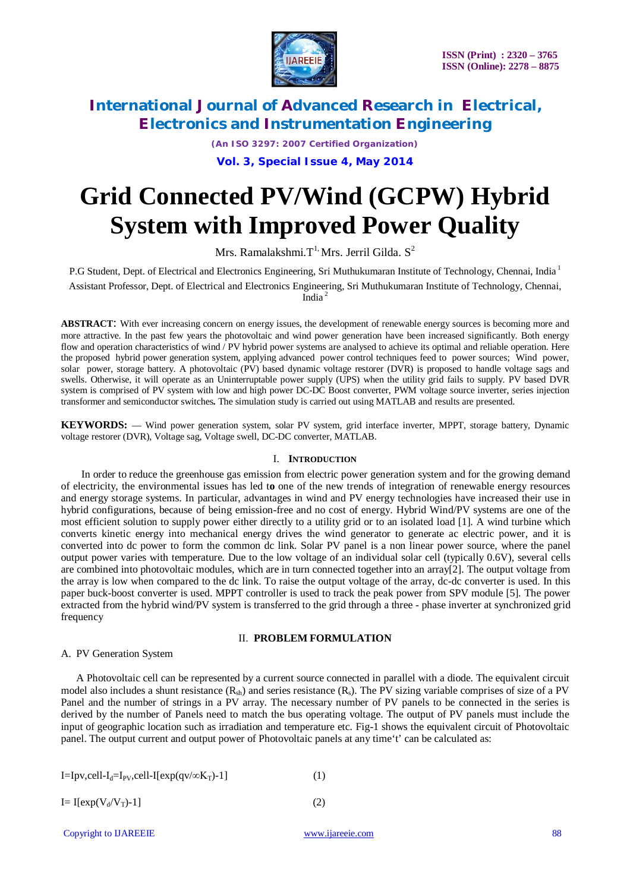# International Journal of Advanced Research in Electrical, Electronics and Instrumentation Engineering

*(An ISO 3297: 2007 Certified Organization)*

**Vol. 3, Special Issue 4, May 2014**

# Grid Connected PV/Wind (GCPW) Hybrid System with Improved Power Quality

Mrs. Ramalakshmi.T[1], Mrs. Jerril Gilda. S[2]

P.G Student, Dept. of Electrical and Electronics Engineering, Sri Muthukumaran Institute of Technology, Chennai, India [1]

Assistant Professor, Dept. of Electrical and Electronics Engineering, Sri Muthukumaran Institute of Technology, Chennai, India [2]

**ABSTRACT**: With ever increasing concern on energy issues, the development of renewable energy sources is becoming more and more attractive. In the past few years the photovoltaic and wind power generation have been increased significantly. Both energy flow and operation characteristics of wind / PV hybrid power systems are analysed to achieve its optimal and reliable operation. Here the proposed hybrid power generation system, applying advanced power control techniques feed to power sources; Wind power, solar power, storage battery. A photovoltaic (PV) based dynamic voltage restorer (DVR) is proposed to handle voltage sags and swells. Otherwise, it will operate as an Uninterruptable power supply (UPS) when the utility grid fails to supply. PV based DVR system is comprised of PV system with low and high power DC-DC Boost converter, PWM voltage source inverter, series injection transformer and semiconductor switches**.** The simulation study is carried out using MATLAB and results are presented.

**KEYWORDS:** — Wind power generation system, solar PV system, grid interface inverter, MPPT, storage battery, Dynamic voltage restorer (DVR), Voltage sag, Voltage swell, DC-DC converter, MATLAB.

## I. Introduction

In order to reduce the greenhouse gas emission from electric power generation system and for the growing demand of electricity, the environmental issues has led t**o** one of the new trends of integration of renewable energy resources and energy storage systems. In particular, advantages in wind and PV energy technologies have increased their use in hybrid configurations, because of being emission-free and no cost of energy. Hybrid Wind/PV systems are one of the most efficient solution to supply power either directly to a utility grid or to an isolated load [1]. A wind turbine which converts kinetic energy into mechanical energy drives the wind generator to generate ac electric power, and it is converted into dc power to form the common dc link. Solar PV panel is a non linear power source, where the panel output power varies with temperature. Due to the low voltage of an individual solar cell (typically 0.6V), several cells are combined into photovoltaic modules, which are in turn connected together into an array[2]. The output voltage from the array is low when compared to the dc link. To raise the output voltage of the array, dc-dc converter is used. In this paper buck-boost converter is used. MPPT controller is used to track the peak power from SPV module [5]. The power extracted from the hybrid wind/PV system is transferred to the grid through a three - phase inverter at synchronized grid frequency

## II. PROBLEM FORMULATION

A. PV Generation System

A Photovoltaic cell can be represented by a current source connected in parallel with a diode. The equivalent circuit model also includes a shunt resistance ($R_{sh}$) and series resistance ($R_s$). The PV sizing variable comprises of size of a PV Panel and the number of strings in a PV array. The necessary number of PV panels to be connected in the series is derived by the number of Panels need to match the bus operating voltage. The output of PV panels must include the input of geographic location such as irradiation and temperature etc. Fig-1 shows the equivalent circuit of Photovoltaic panel. The output current and output power of Photovoltaic panels at any time't' can be calculated as:

$$I=I_{pv,cell}-I_d=I_{PV,cell}-I[\exp(qv/\infty K_T)-1] \quad (1)$$

$$I= I[\exp(V_d/V_T)-1] \quad (2)$$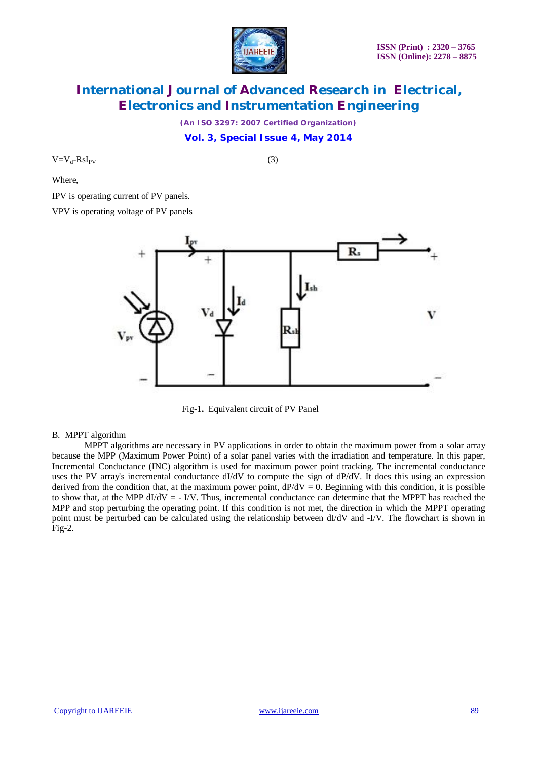$$V = V_d - R_s I_{PV} \quad (3)$$

Where,

IPV is operating current of PV panels.

VPV is operating voltage of PV panels

$I_{pv}$

$R_s$

$I_{sh}$

$I_d$

$V_d$

$V_{pv}$

$R_{sh}$

$V$

Fig-1. Equivalent circuit of PV Panel

B. MPPT algorithm

MPPT algorithms are necessary in PV applications in order to obtain the maximum power from a solar array because the MPP (Maximum Power Point) of a solar panel varies with the irradiation and temperature. In this paper, Incremental Conductance (INC) algorithm is used for maximum power point tracking. The incremental conductance uses the PV array's incremental conductance $dI/dV$ to compute the sign of $dP/dV$. It does this using an expression derived from the condition that, at the maximum power point, $dP/dV = 0$. Beginning with this condition, it is possible to show that, at the MPP $dI/dV = - I/V$. Thus, incremental conductance can determine that the MPPT has reached the MPP and stop perturbing the operating point. If this condition is not met, the direction in which the MPPT operating point must be perturbed can be calculated using the relationship between $dI/dV$ and $-I/V$. The flowchart is shown in Fig-2.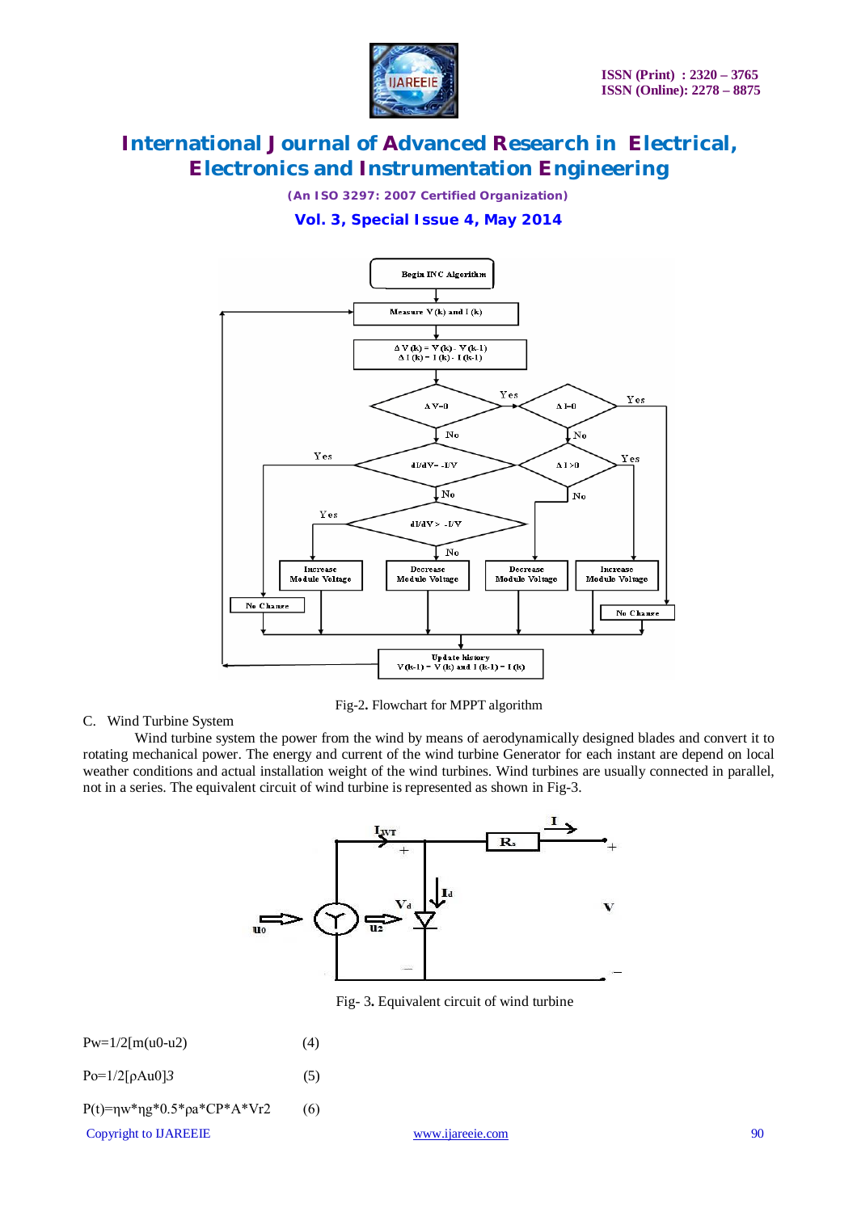Fig-2. Flowchart for MPPT algorithm

C. Wind Turbine System

Wind turbine system the power from the wind by means of aerodynamically designed blades and convert it to rotating mechanical power. The energy and current of the wind turbine Generator for each instant are depend on local weather conditions and actual installation weight of the wind turbines. Wind turbines are usually connected in parallel, not in a series. The equivalent circuit of wind turbine is represented as shown in Fig-3.

Fig- 3. Equivalent circuit of wind turbine

$$P_w = 1/2[m(u_0 - u_2)] \quad (4)$$

$$P_o = 1/2[\rho A u_0]3 \quad (5)$$

$$P(t) = \eta_w * \eta_g * 0.5 * \rho_a * C_P * A * V_r 2 \quad (6)$$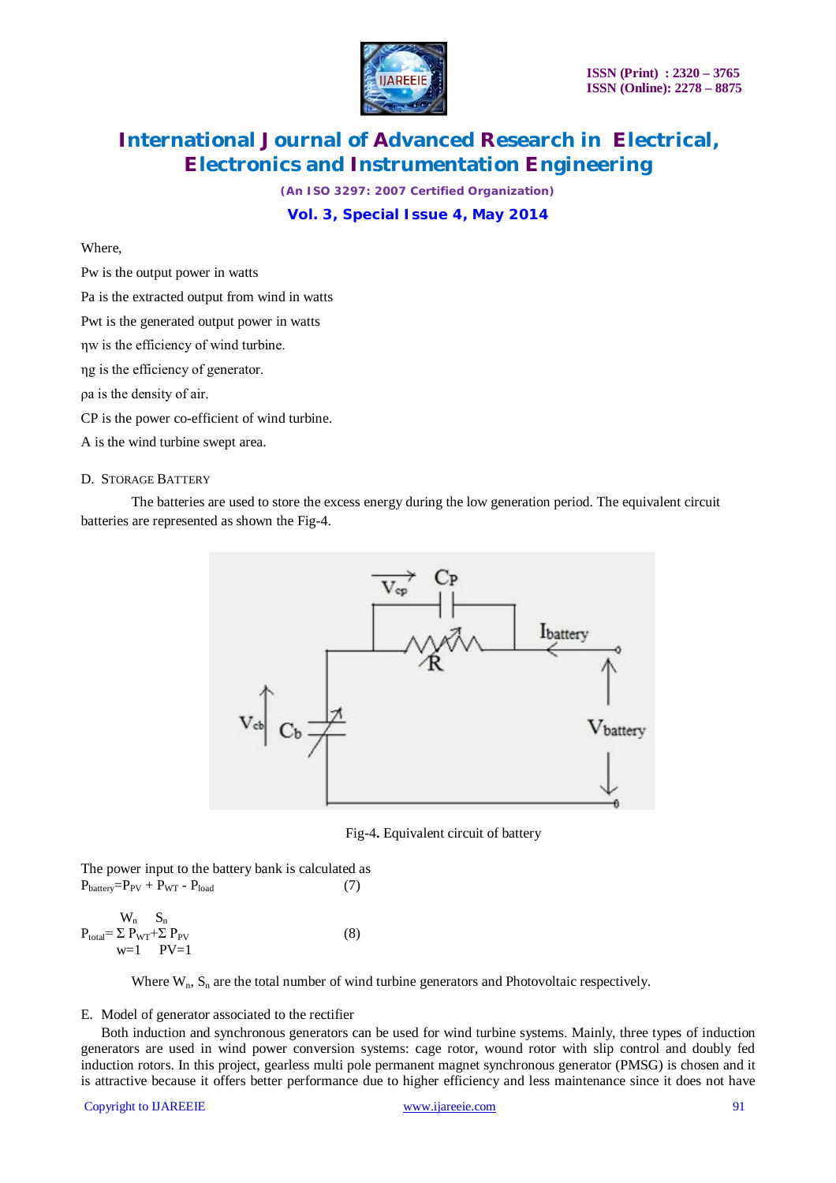Where,

Pw is the output power in watts

Pa is the extracted output from wind in watts

Pwt is the generated output power in watts

ηw is the efficiency of wind turbine.

ηg is the efficiency of generator.

ρa is the density of air.

CP is the power co-efficient of wind turbine.

A is the wind turbine swept area.

### D. Storage Battery

The batteries are used to store the excess energy during the low generation period. The equivalent circuit batteries are represented as shown the Fig-4.

Fig-4. Equivalent circuit of battery

The power input to the battery bank is calculated as

$$P_{battery}=P_{PV} + P_{WT} - P_{load} \quad (7)$$

$$P_{total}= \sum_{w=1}^{W_n} P_{WT}+\sum_{PV=1}^{S_n} P_{PV} \quad (8)$$

Where $W_n$, $S_n$ are the total number of wind turbine generators and Photovoltaic respectively.

### E. Model of generator associated to the rectifier

Both induction and synchronous generators can be used for wind turbine systems. Mainly, three types of induction generators are used in wind power conversion systems: cage rotor, wound rotor with slip control and doubly fed induction rotors. In this project, gearless multi pole permanent magnet synchronous generator (PMSG) is chosen and it is attractive because it offers better performance due to higher efficiency and less maintenance since it does not have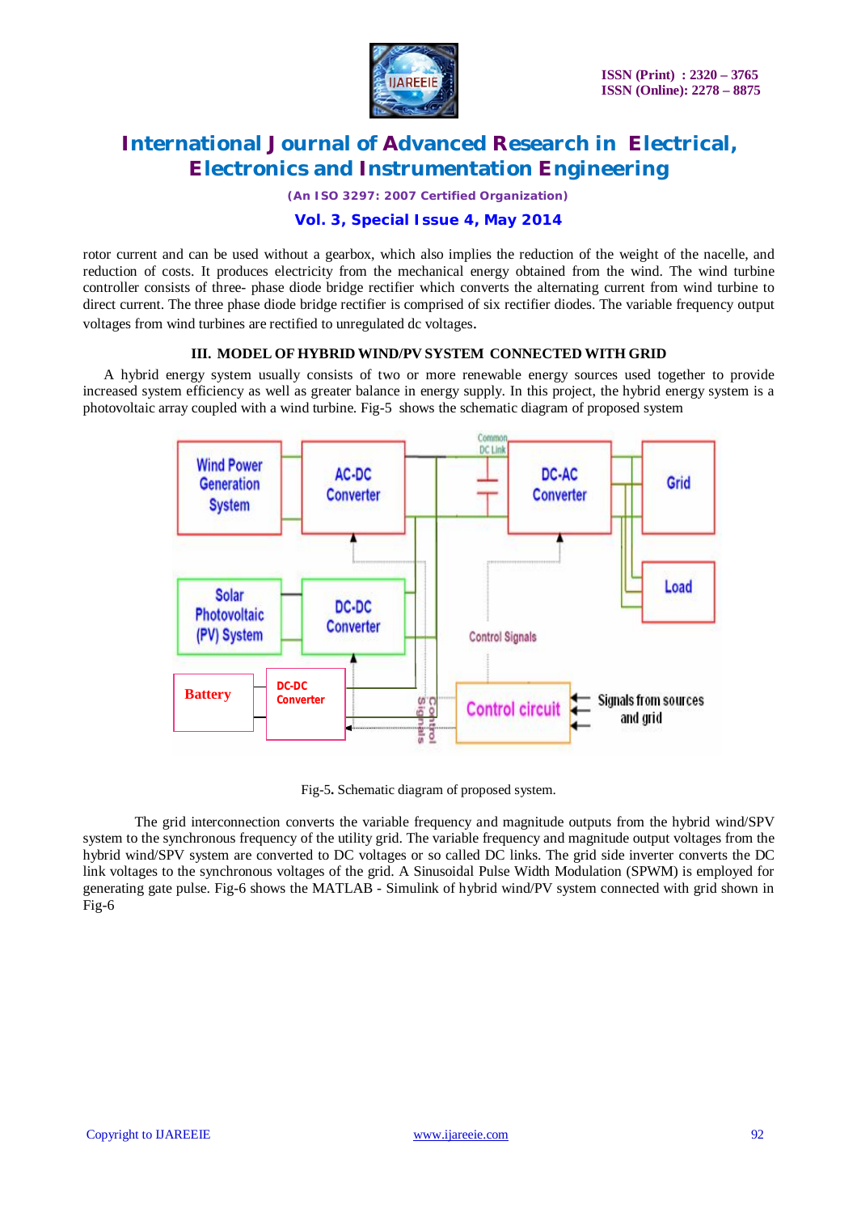rotor current and can be used without a gearbox, which also implies the reduction of the weight of the nacelle, and reduction of costs. It produces electricity from the mechanical energy obtained from the wind. The wind turbine controller consists of three- phase diode bridge rectifier which converts the alternating current from wind turbine to direct current. The three phase diode bridge rectifier is comprised of six rectifier diodes. The variable frequency output voltages from wind turbines are rectified to unregulated dc voltages.

## III. MODEL OF HYBRID WIND/PV SYSTEM CONNECTED WITH GRID

A hybrid energy system usually consists of two or more renewable energy sources used together to provide increased system efficiency as well as greater balance in energy supply. In this project, the hybrid energy system is a photovoltaic array coupled with a wind turbine. Fig-5 shows the schematic diagram of proposed system

Wind Power Generation System
AC-DC Converter
Common DC Link
DC-AC Converter
Grid
Load
Solar Photovoltaic (PV) System
DC-DC Converter
Control Signals
Battery
DC-DC Converter
Control Signals
Control circuit
Signals from sources and grid

Fig-5. Schematic diagram of proposed system.

The grid interconnection converts the variable frequency and magnitude outputs from the hybrid wind/SPV system to the synchronous frequency of the utility grid. The variable frequency and magnitude output voltages from the hybrid wind/SPV system are converted to DC voltages or so called DC links. The grid side inverter converts the DC link voltages to the synchronous voltages of the grid. A Sinusoidal Pulse Width Modulation (SPWM) is employed for generating gate pulse. Fig-6 shows the MATLAB - Simulink of hybrid wind/PV system connected with grid shown in Fig-6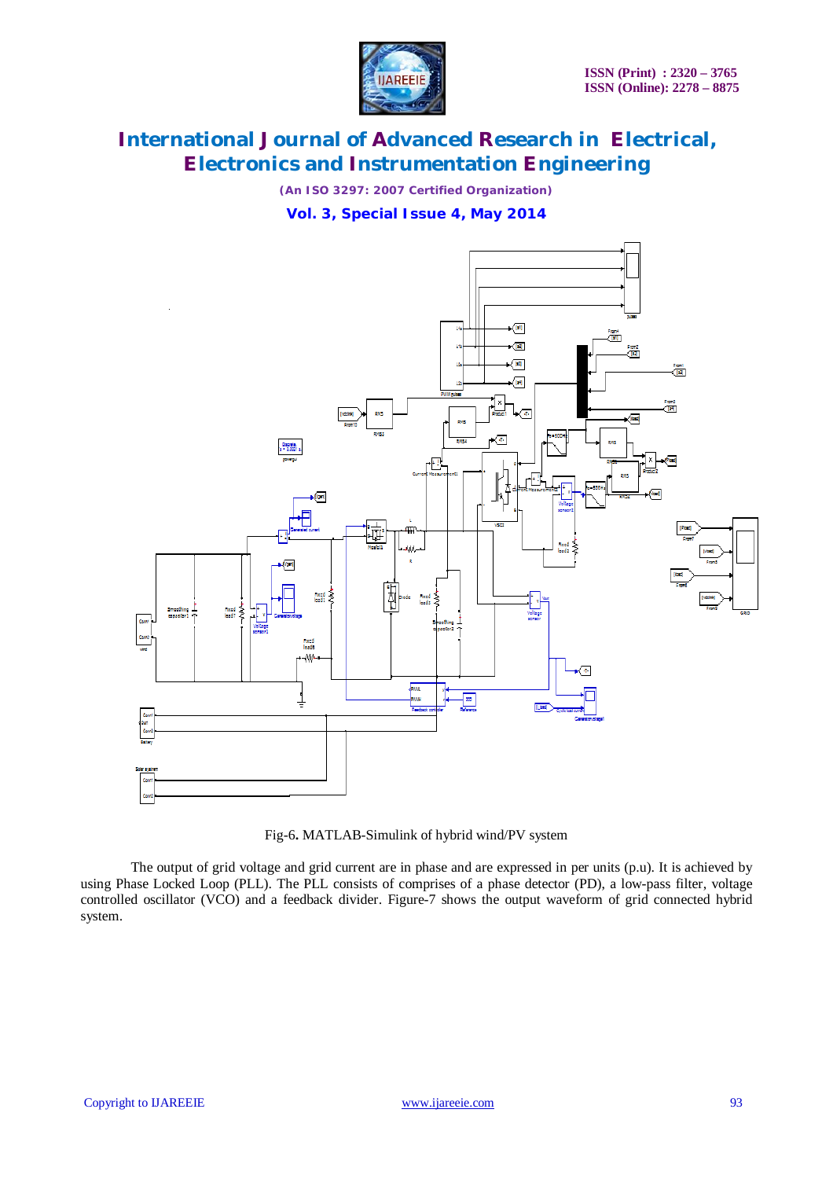Fig-6. MATLAB-Simulink of hybrid wind/PV system

The output of grid voltage and grid current are in phase and are expressed in per units (p.u). It is achieved by using Phase Locked Loop (PLL). The PLL consists of comprises of a phase detector (PD), a low-pass filter, voltage controlled oscillator (VCO) and a feedback divider. Figure-7 shows the output waveform of grid connected hybrid system.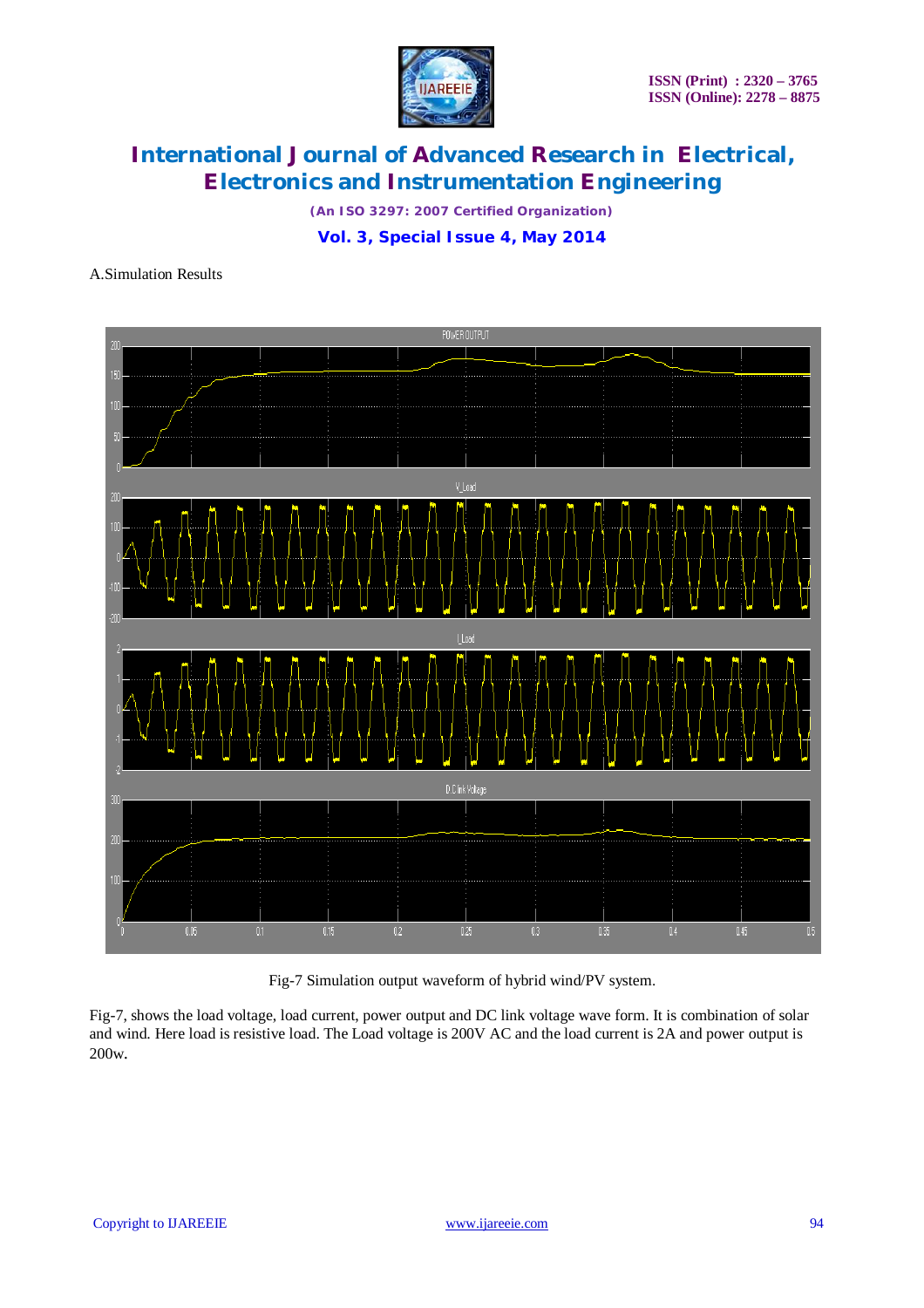A.Simulation Results

POWER OUTPUT

V_Load

I_Load

DC link Voltage

0
0.05
0.1
0.15
0.2
0.25
0.3
0.35
0.4
0.45
0.5

Fig-7 Simulation output waveform of hybrid wind/PV system.

Fig-7, shows the load voltage, load current, power output and DC link voltage wave form. It is combination of solar and wind. Here load is resistive load. The Load voltage is 200V AC and the load current is 2A and power output is 200w.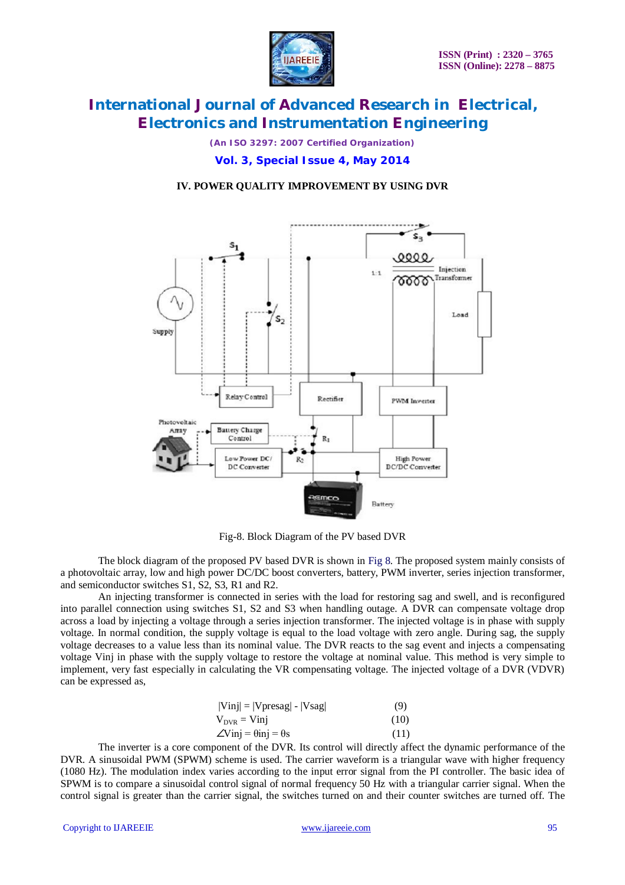## IV. POWER QUALITY IMPROVEMENT BY USING DVR

Fig-8. Block Diagram of the PV based DVR

The block diagram of the proposed PV based DVR is shown in Fig 8. The proposed system mainly consists of a photovoltaic array, low and high power DC/DC boost converters, battery, PWM inverter, series injection transformer, and semiconductor switches S1, S2, S3, R1 and R2.

An injecting transformer is connected in series with the load for restoring sag and swell, and is reconfigured into parallel connection using switches S1, S2 and S3 when handling outage. A DVR can compensate voltage drop across a load by injecting a voltage through a series injection transformer. The injected voltage is in phase with supply voltage. In normal condition, the supply voltage is equal to the load voltage with zero angle. During sag, the supply voltage decreases to a value less than its nominal value. The DVR reacts to the sag event and injects a compensating voltage Vinj in phase with the supply voltage to restore the voltage at nominal value. This method is very simple to implement, very fast especially in calculating the VR compensating voltage. The injected voltage of a DVR (VDVR) can be expressed as,

$$|V_{inj}| = |V_{presag}| - |V_{sag}| \tag{9}$$

$$V_{DVR} = V_{inj} \tag{10}$$

$$\angle V_{inj} = \theta_{inj} = \theta_s \tag{11}$$

The inverter is a core component of the DVR. Its control will directly affect the dynamic performance of the DVR. A sinusoidal PWM (SPWM) scheme is used. The carrier waveform is a triangular wave with higher frequency (1080 Hz). The modulation index varies according to the input error signal from the PI controller. The basic idea of SPWM is to compare a sinusoidal control signal of normal frequency 50 Hz with a triangular carrier signal. When the control signal is greater than the carrier signal, the switches turned on and their counter switches are turned off. The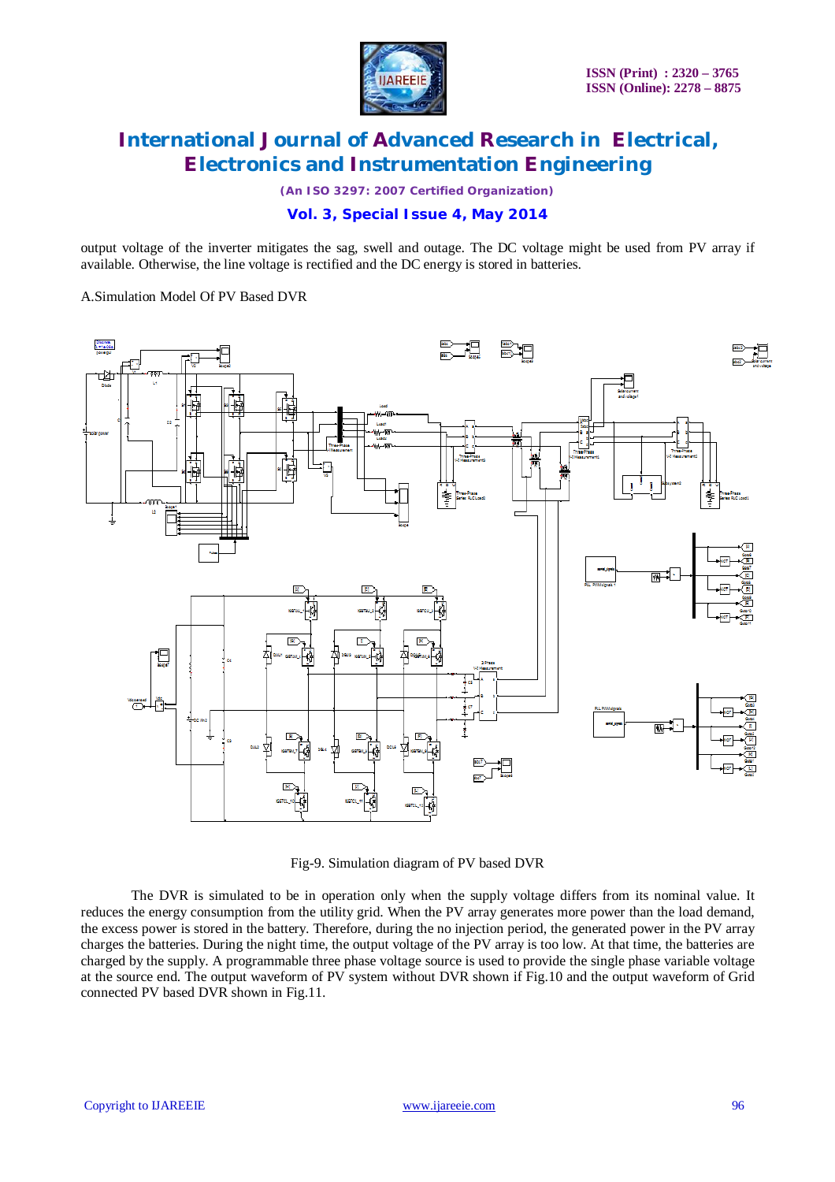output voltage of the inverter mitigates the sag, swell and outage. The DC voltage might be used from PV array if available. Otherwise, the line voltage is rectified and the DC energy is stored in batteries.

A.Simulation Model Of PV Based DVR

Fig-9. Simulation diagram of PV based DVR

The DVR is simulated to be in operation only when the supply voltage differs from its nominal value. It reduces the energy consumption from the utility grid. When the PV array generates more power than the load demand, the excess power is stored in the battery. Therefore, during the no injection period, the generated power in the PV array charges the batteries. During the night time, the output voltage of the PV array is too low. At that time, the batteries are charged by the supply. A programmable three phase voltage source is used to provide the single phase variable voltage at the source end. The output waveform of PV system without DVR shown if Fig.10 and the output waveform of Grid connected PV based DVR shown in Fig.11.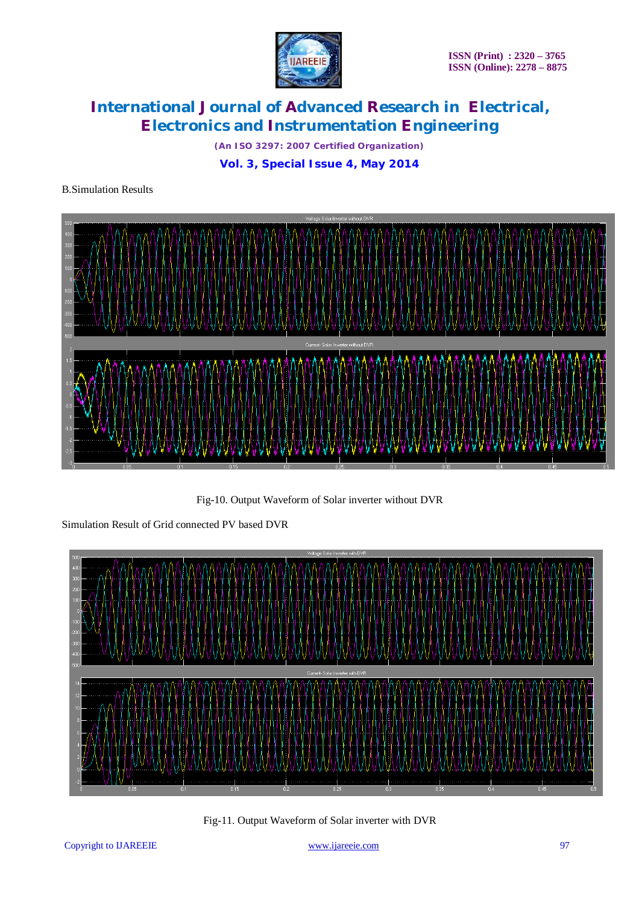B.Simulation Results

Voltage Solar Inverter without DVR

500
400
300
200
100
0
-100
-200
-300
-400
-500

Current- Solar Inverter without DVR

2
1.5
1
0.5
0
-0.5
-1
-1.5
-2
-2.5
-3

0 0.05 0.1 0.15 0.2 0.25 0.3 0.35 0.4 0.45 0.5

Fig-10. Output Waveform of Solar inverter without DVR

Simulation Result of Grid connected PV based DVR

Voltage Solar Inverter with DVR

500
400
300
200
100
0
-100
-200
-300
-400
-500

Current- Solar Inverter with DVR

14
12
10
8
6
4
2
0
-2

0 0.05 0.1 0.15 0.2 0.25 0.3 0.35 0.4 0.45 0.5

Fig-11. Output Waveform of Solar inverter with DVR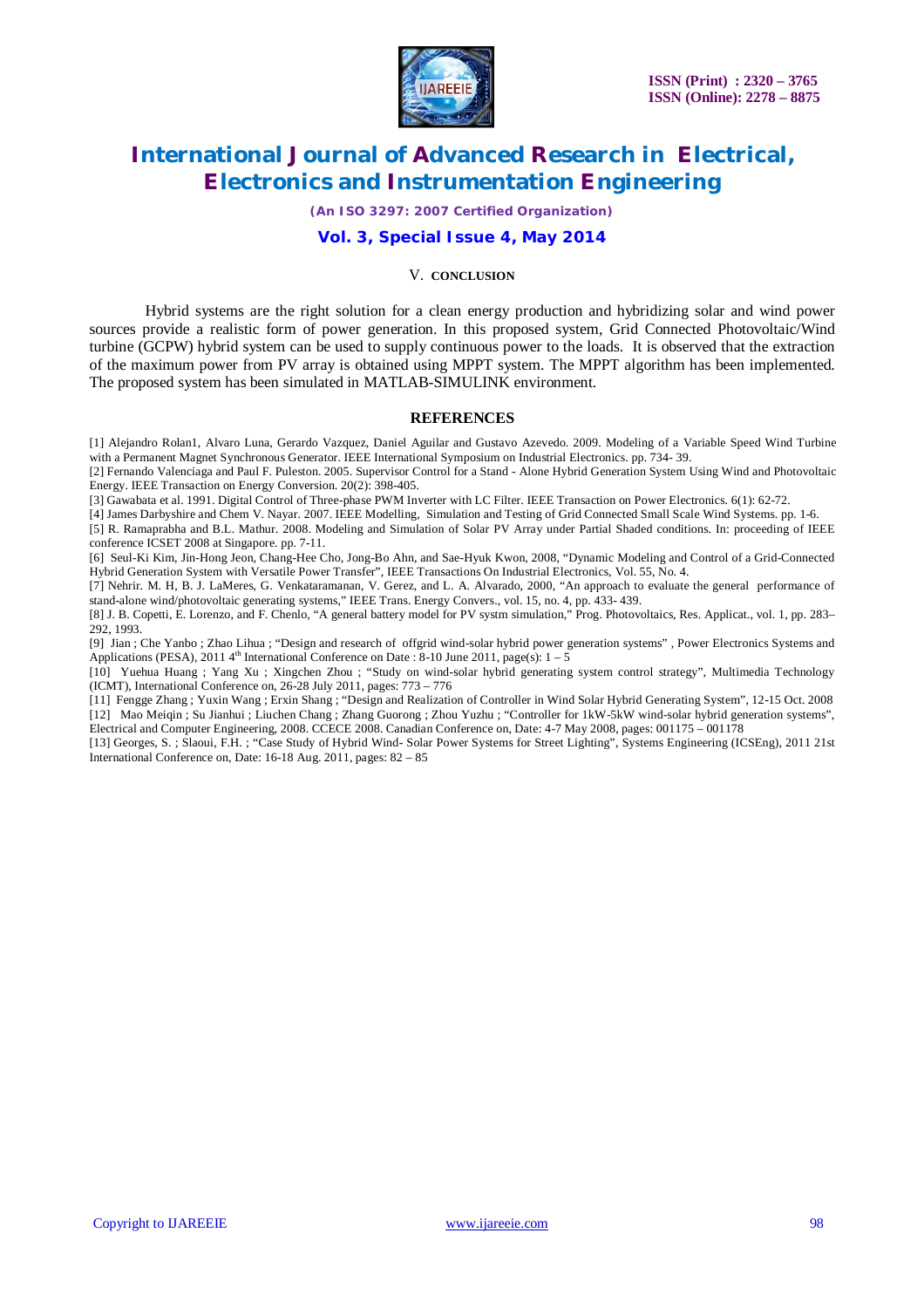## V. CONCLUSION

Hybrid systems are the right solution for a clean energy production and hybridizing solar and wind power sources provide a realistic form of power generation. In this proposed system, Grid Connected Photovoltaic/Wind turbine (GCPW) hybrid system can be used to supply continuous power to the loads. It is observed that the extraction of the maximum power from PV array is obtained using MPPT system. The MPPT algorithm has been implemented. The proposed system has been simulated in MATLAB-SIMULINK environment.

## REFERENCES

[1] Alejandro Rolan1, Alvaro Luna, Gerardo Vazquez, Daniel Aguilar and Gustavo Azevedo. 2009. Modeling of a Variable Speed Wind Turbine with a Permanent Magnet Synchronous Generator. IEEE International Symposium on Industrial Electronics. pp. 734- 39.

[2] Fernando Valenciaga and Paul F. Puleston. 2005. Supervisor Control for a Stand - Alone Hybrid Generation System Using Wind and Photovoltaic Energy. IEEE Transaction on Energy Conversion. 20(2): 398-405.

[3] Gawabata et al. 1991. Digital Control of Three-phase PWM Inverter with LC Filter. IEEE Transaction on Power Electronics. 6(1): 62-72.

[4] James Darbyshire and Chem V. Nayar. 2007. IEEE Modelling, Simulation and Testing of Grid Connected Small Scale Wind Systems. pp. 1-6.

[5] R. Ramaprabha and B.L. Mathur. 2008. Modeling and Simulation of Solar PV Array under Partial Shaded conditions. In: proceeding of IEEE conference ICSET 2008 at Singapore. pp. 7-11.

[6] Seul-Ki Kim, Jin-Hong Jeon, Chang-Hee Cho, Jong-Bo Ahn, and Sae-Hyuk Kwon, 2008, "Dynamic Modeling and Control of a Grid-Connected Hybrid Generation System with Versatile Power Transfer", IEEE Transactions On Industrial Electronics, Vol. 55, No. 4.

[7] Nehrir. M. H, B. J. LaMeres, G. Venkataramanan, V. Gerez, and L. A. Alvarado, 2000, "An approach to evaluate the general performance of stand-alone wind/photovoltaic generating systems," IEEE Trans. Energy Convers., vol. 15, no. 4, pp. 433- 439.

[8] J. B. Copetti, E. Lorenzo, and F. Chenlo, "A general battery model for PV systm simulation," Prog. Photovoltaics, Res. Applicat., vol. 1, pp. 283–292, 1993.

[9] Jian ; Che Yanbo ; Zhao Lihua ; "Design and research of offgrid wind-solar hybrid power generation systems" , Power Electronics Systems and Applications (PESA), 2011 4th International Conference on Date : 8-10 June 2011, page(s): 1 – 5

[10] Yuehua Huang ; Yang Xu ; Xingchen Zhou ; "Study on wind-solar hybrid generating system control strategy", Multimedia Technology (ICMT), International Conference on, 26-28 July 2011, pages: 773 – 776

[11] Fengge Zhang ; Yuxin Wang ; Erxin Shang ; "Design and Realization of Controller in Wind Solar Hybrid Generating System", 12-15 Oct. 2008

[12] Mao Meiqin ; Su Jianhui ; Liuchen Chang ; Zhang Guorong ; Zhou Yuzhu ; "Controller for 1kW-5kW wind-solar hybrid generation systems", Electrical and Computer Engineering, 2008. CCECE 2008. Canadian Conference on, Date: 4-7 May 2008, pages: 001175 – 001178

[13] Georges, S. ; Slaoui, F.H. ; "Case Study of Hybrid Wind- Solar Power Systems for Street Lighting", Systems Engineering (ICSEng), 2011 21st International Conference on, Date: 16-18 Aug. 2011, pages: 82 – 85